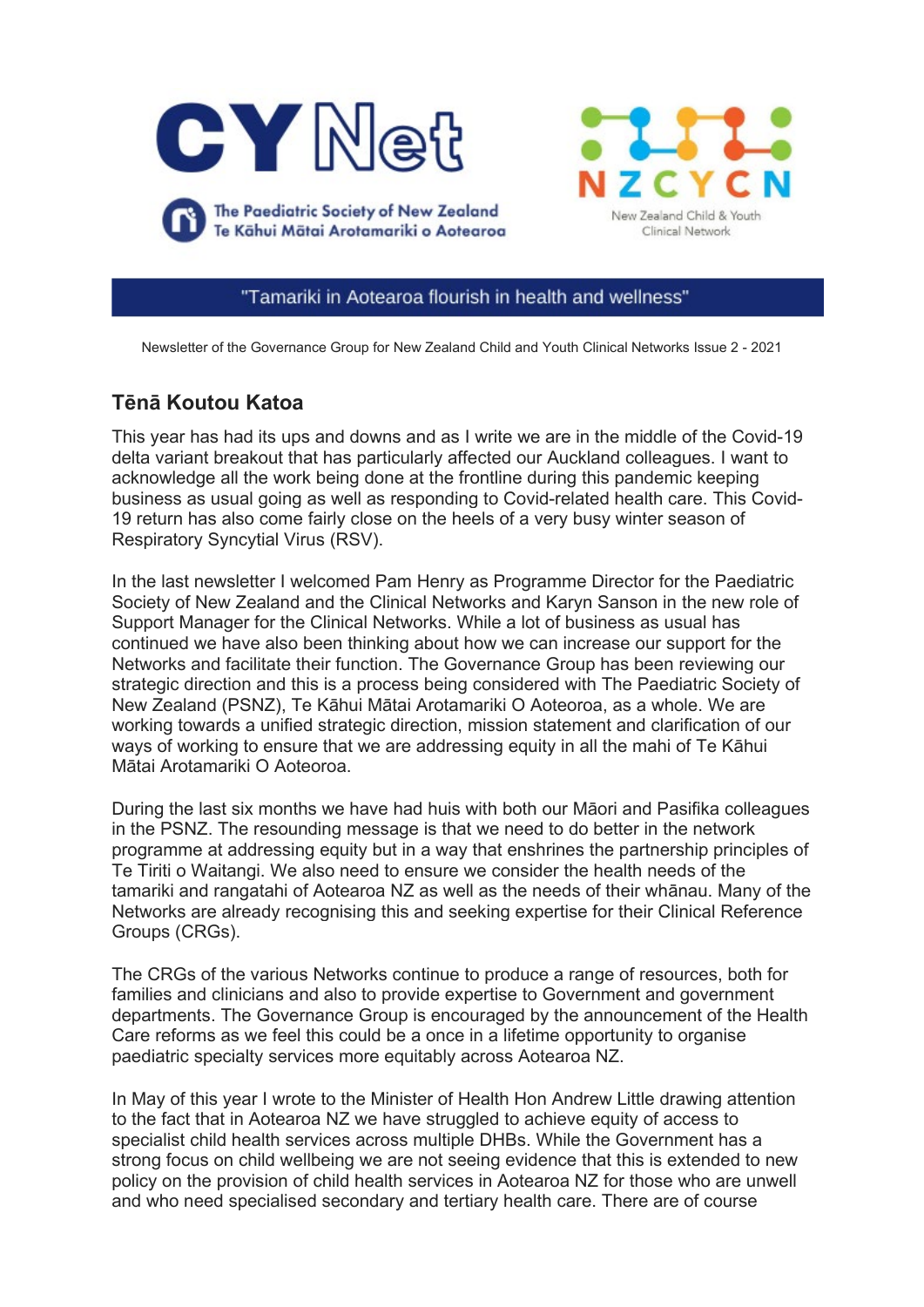CY Net

The Paediatric Society of New Zealand
Te Kāhui Mātai Arotamariki o Aotearoa

NZCYCN
New Zealand Child & Youth Clinical Network

"Tamariki in Aotearoa flourish in health and wellness"

Newsletter of the Governance Group for New Zealand Child and Youth Clinical Networks Issue 2 - 2021

## Tēnā Koutou Katoa

This year has had its ups and downs and as I write we are in the middle of the Covid-19 delta variant breakout that has particularly affected our Auckland colleagues. I want to acknowledge all the work being done at the frontline during this pandemic keeping business as usual going as well as responding to Covid-related health care. This Covid-19 return has also come fairly close on the heels of a very busy winter season of Respiratory Syncytial Virus (RSV).

In the last newsletter I welcomed Pam Henry as Programme Director for the Paediatric Society of New Zealand and the Clinical Networks and Karyn Sanson in the new role of Support Manager for the Clinical Networks. While a lot of business as usual has continued we have also been thinking about how we can increase our support for the Networks and facilitate their function. The Governance Group has been reviewing our strategic direction and this is a process being considered with The Paediatric Society of New Zealand (PSNZ), Te Kāhui Mātai Arotamariki O Aoteroa, as a whole. We are working towards a unified strategic direction, mission statement and clarification of our ways of working to ensure that we are addressing equity in all the mahi of Te Kāhui Mātai Arotamariki O Aoteroa.

During the last six months we have had huis with both our Māori and Pasifika colleagues in the PSNZ. The resounding message is that we need to do better in the network programme at addressing equity but in a way that enshrines the partnership principles of Te Tiriti o Waitangi. We also need to ensure we consider the health needs of the tamariki and rangatahi of Aotearoa NZ as well as the needs of their whānau. Many of the Networks are already recognising this and seeking expertise for their Clinical Reference Groups (CRGs).

The CRGs of the various Networks continue to produce a range of resources, both for families and clinicians and also to provide expertise to Government and government departments. The Governance Group is encouraged by the announcement of the Health Care reforms as we feel this could be a once in a lifetime opportunity to organise paediatric specialty services more equitably across Aotearoa NZ.

In May of this year I wrote to the Minister of Health Hon Andrew Little drawing attention to the fact that in Aotearoa NZ we have struggled to achieve equity of access to specialist child health services across multiple DHBs. While the Government has a strong focus on child wellbeing we are not seeing evidence that this is extended to new policy on the provision of child health services in Aotearoa NZ for those who are unwell and who need specialised secondary and tertiary health care. There are of course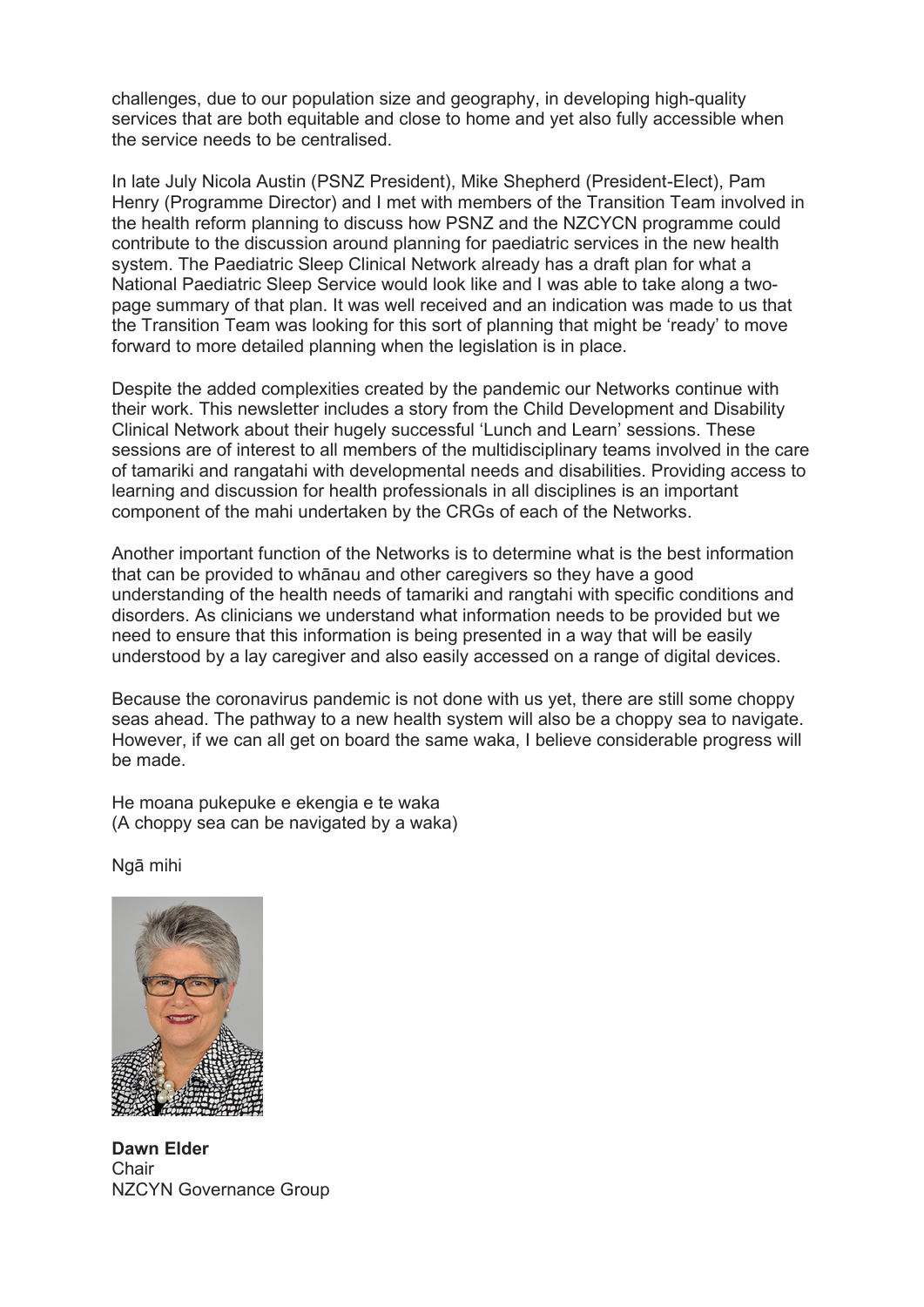challenges, due to our population size and geography, in developing high-quality services that are both equitable and close to home and yet also fully accessible when the service needs to be centralised.

In late July Nicola Austin (PSNZ President), Mike Shepherd (President-Elect), Pam Henry (Programme Director) and I met with members of the Transition Team involved in the health reform planning to discuss how PSNZ and the NZCYCN programme could contribute to the discussion around planning for paediatric services in the new health system. The Paediatric Sleep Clinical Network already has a draft plan for what a National Paediatric Sleep Service would look like and I was able to take along a two-page summary of that plan. It was well received and an indication was made to us that the Transition Team was looking for this sort of planning that might be 'ready' to move forward to more detailed planning when the legislation is in place.

Despite the added complexities created by the pandemic our Networks continue with their work. This newsletter includes a story from the Child Development and Disability Clinical Network about their hugely successful 'Lunch and Learn' sessions. These sessions are of interest to all members of the multidisciplinary teams involved in the care of tamariki and rangatahi with developmental needs and disabilities. Providing access to learning and discussion for health professionals in all disciplines is an important component of the mahi undertaken by the CRGs of each of the Networks.

Another important function of the Networks is to determine what is the best information that can be provided to whānau and other caregivers so they have a good understanding of the health needs of tamariki and rangtahi with specific conditions and disorders. As clinicians we understand what information needs to be provided but we need to ensure that this information is being presented in a way that will be easily understood by a lay caregiver and also easily accessed on a range of digital devices.

Because the coronavirus pandemic is not done with us yet, there are still some choppy seas ahead. The pathway to a new health system will also be a choppy sea to navigate. However, if we can all get on board the same waka, I believe considerable progress will be made.

He moana pukepuke e ekengia e te waka
(A choppy sea can be navigated by a waka)

Ngā mihi

**Dawn Elder**
Chair
NZCYN Governance Group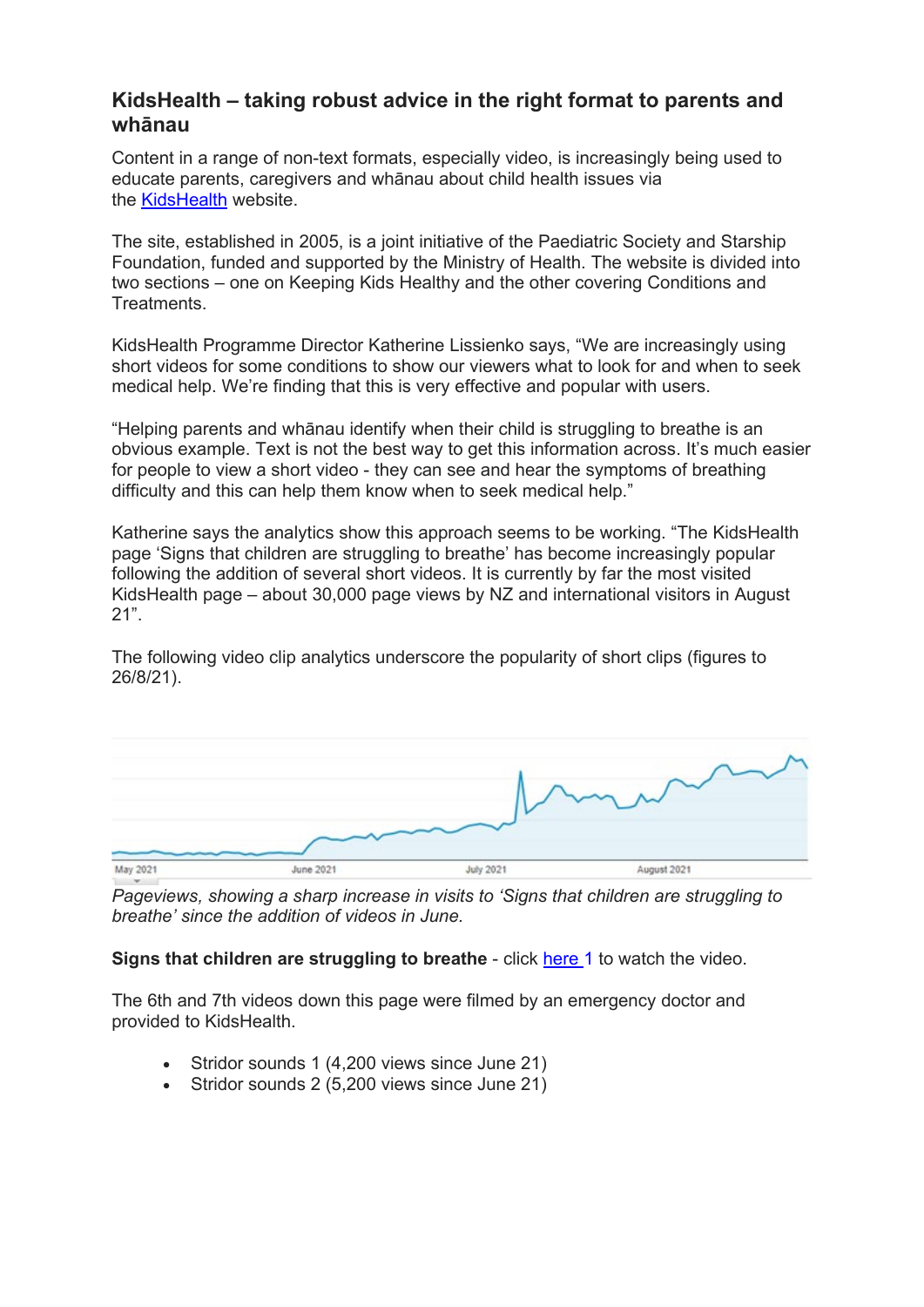## KidsHealth – taking robust advice in the right format to parents and whānau

Content in a range of non-text formats, especially video, is increasingly being used to educate parents, caregivers and whānau about child health issues via the KidsHealth website.

The site, established in 2005, is a joint initiative of the Paediatric Society and Starship Foundation, funded and supported by the Ministry of Health. The website is divided into two sections – one on Keeping Kids Healthy and the other covering Conditions and Treatments.

KidsHealth Programme Director Katherine Lissienko says, "We are increasingly using short videos for some conditions to show our viewers what to look for and when to seek medical help. We're finding that this is very effective and popular with users.

"Helping parents and whānau identify when their child is struggling to breathe is an obvious example. Text is not the best way to get this information across. It's much easier for people to view a short video - they can see and hear the symptoms of breathing difficulty and this can help them know when to seek medical help."

Katherine says the analytics show this approach seems to be working. "The KidsHealth page 'Signs that children are struggling to breathe' has become increasingly popular following the addition of several short videos. It is currently by far the most visited KidsHealth page – about 30,000 page views by NZ and international visitors in August 21".

The following video clip analytics underscore the popularity of short clips (figures to 26/8/21).

May 2021 June 2021 July 2021 August 2021

*Pageviews, showing a sharp increase in visits to 'Signs that children are struggling to breathe' since the addition of videos in June.*

**Signs that children are struggling to breathe** - click here 1 to watch the video.

The 6th and 7th videos down this page were filmed by an emergency doctor and provided to KidsHealth.

- Stridor sounds 1 (4,200 views since June 21)
- Stridor sounds 2 (5,200 views since June 21)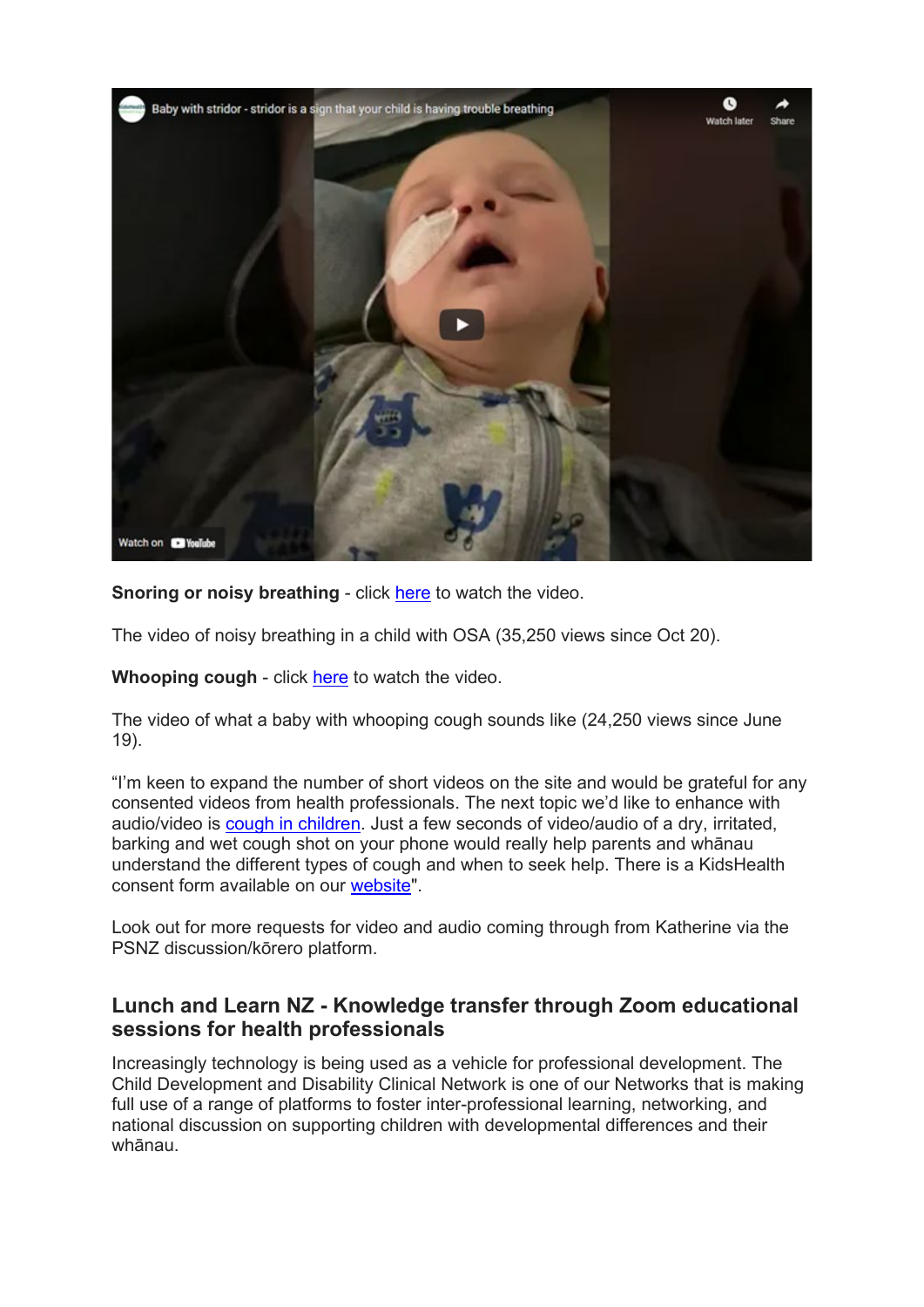**Snoring or noisy breathing** - click here to watch the video.

The video of noisy breathing in a child with OSA (35,250 views since Oct 20).

**Whooping cough** - click here to watch the video.

The video of what a baby with whooping cough sounds like (24,250 views since June 19).

"I'm keen to expand the number of short videos on the site and would be grateful for any consented videos from health professionals. The next topic we'd like to enhance with audio/video is cough in children. Just a few seconds of video/audio of a dry, irritated, barking and wet cough shot on your phone would really help parents and whānau understand the different types of cough and when to seek help. There is a KidsHealth consent form available on our website".

Look out for more requests for video and audio coming through from Katherine via the PSNZ discussion/kōrero platform.

## Lunch and Learn NZ - Knowledge transfer through Zoom educational sessions for health professionals

Increasingly technology is being used as a vehicle for professional development. The Child Development and Disability Clinical Network is one of our Networks that is making full use of a range of platforms to foster inter-professional learning, networking, and national discussion on supporting children with developmental differences and their whānau.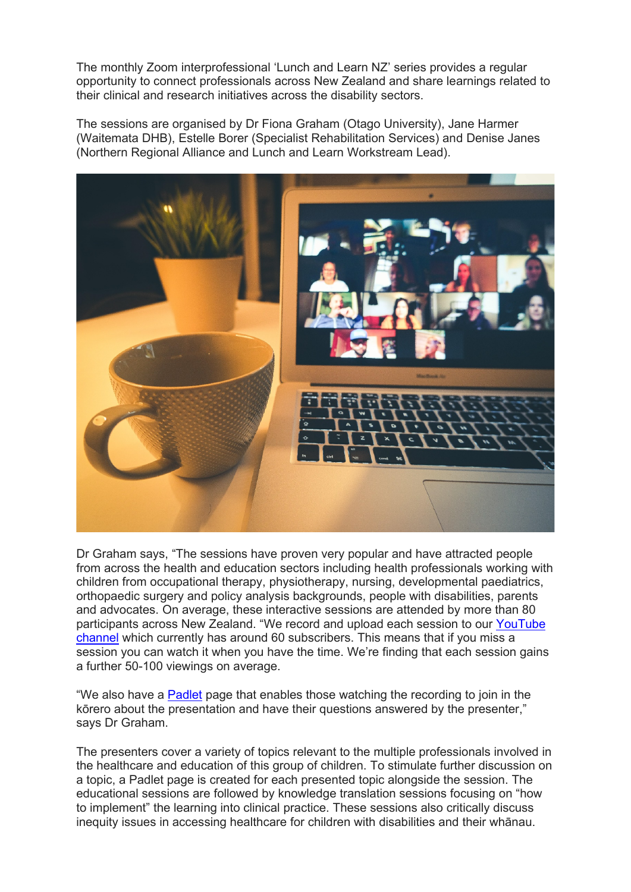The monthly Zoom interprofessional 'Lunch and Learn NZ' series provides a regular opportunity to connect professionals across New Zealand and share learnings related to their clinical and research initiatives across the disability sectors.

The sessions are organised by Dr Fiona Graham (Otago University), Jane Harmer (Waitemata DHB), Estelle Borer (Specialist Rehabilitation Services) and Denise Janes (Northern Regional Alliance and Lunch and Learn Workstream Lead).

Dr Graham says, "The sessions have proven very popular and have attracted people from across the health and education sectors including health professionals working with children from occupational therapy, physiotherapy, nursing, developmental paediatrics, orthopaedic surgery and policy analysis backgrounds, people with disabilities, parents and advocates. On average, these interactive sessions are attended by more than 80 participants across New Zealand. "We record and upload each session to our YouTube channel which currently has around 60 subscribers. This means that if you miss a session you can watch it when you have the time. We're finding that each session gains a further 50-100 viewings on average.

"We also have a Padlet page that enables those watching the recording to join in the kōrero about the presentation and have their questions answered by the presenter," says Dr Graham.

The presenters cover a variety of topics relevant to the multiple professionals involved in the healthcare and education of this group of children. To stimulate further discussion on a topic, a Padlet page is created for each presented topic alongside the session. The educational sessions are followed by knowledge translation sessions focusing on "how to implement" the learning into clinical practice. These sessions also critically discuss inequity issues in accessing healthcare for children with disabilities and their whānau.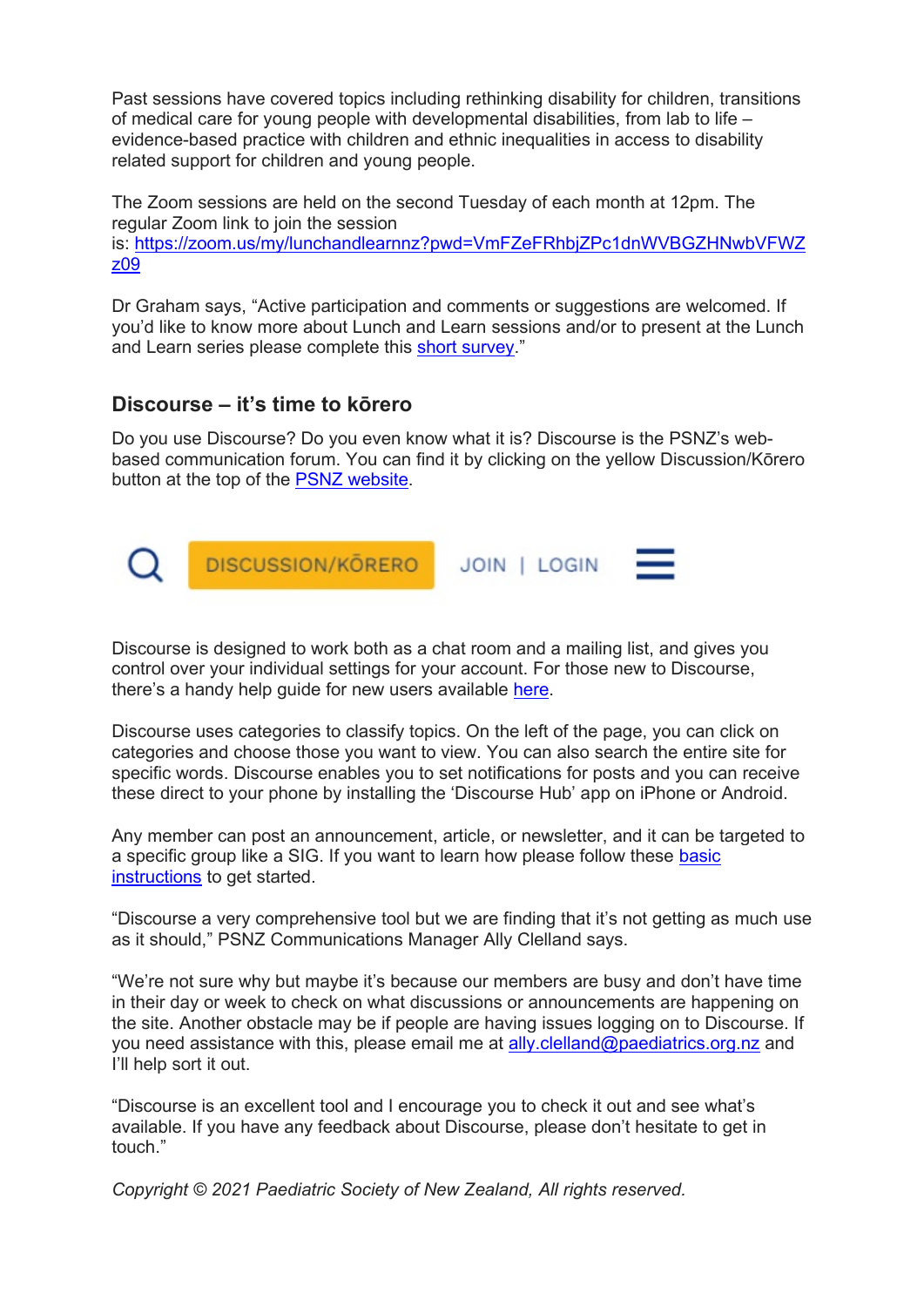Past sessions have covered topics including rethinking disability for children, transitions of medical care for young people with developmental disabilities, from lab to life – evidence-based practice with children and ethnic inequalities in access to disability related support for children and young people.

The Zoom sessions are held on the second Tuesday of each month at 12pm. The regular Zoom link to join the session is: https://zoom.us/my/lunchandlearnnz?pwd=VmFZeFRhbjZPc1dnWVBGZHNwbVFWZz09

Dr Graham says, "Active participation and comments or suggestions are welcomed. If you'd like to know more about Lunch and Learn sessions and/or to present at the Lunch and Learn series please complete this short survey."

## Discourse – it's time to kōrero

Do you use Discourse? Do you even know what it is? Discourse is the PSNZ's web-based communication forum. You can find it by clicking on the yellow Discussion/Kōrero button at the top of the PSNZ website.

DISCUSSION/KŌRERO JOIN | LOGIN

Discourse is designed to work both as a chat room and a mailing list, and gives you control over your individual settings for your account. For those new to Discourse, there's a handy help guide for new users available here.

Discourse uses categories to classify topics. On the left of the page, you can click on categories and choose those you want to view. You can also search the entire site for specific words. Discourse enables you to set notifications for posts and you can receive these direct to your phone by installing the 'Discourse Hub' app on iPhone or Android.

Any member can post an announcement, article, or newsletter, and it can be targeted to a specific group like a SIG. If you want to learn how please follow these basic instructions to get started.

"Discourse a very comprehensive tool but we are finding that it's not getting as much use as it should," PSNZ Communications Manager Ally Clelland says.

"We're not sure why but maybe it's because our members are busy and don't have time in their day or week to check on what discussions or announcements are happening on the site. Another obstacle may be if people are having issues logging on to Discourse. If you need assistance with this, please email me at ally.clelland@paediatrics.org.nz and I'll help sort it out.

"Discourse is an excellent tool and I encourage you to check it out and see what's available. If you have any feedback about Discourse, please don't hesitate to get in touch."

*Copyright © 2021 Paediatric Society of New Zealand, All rights reserved.*